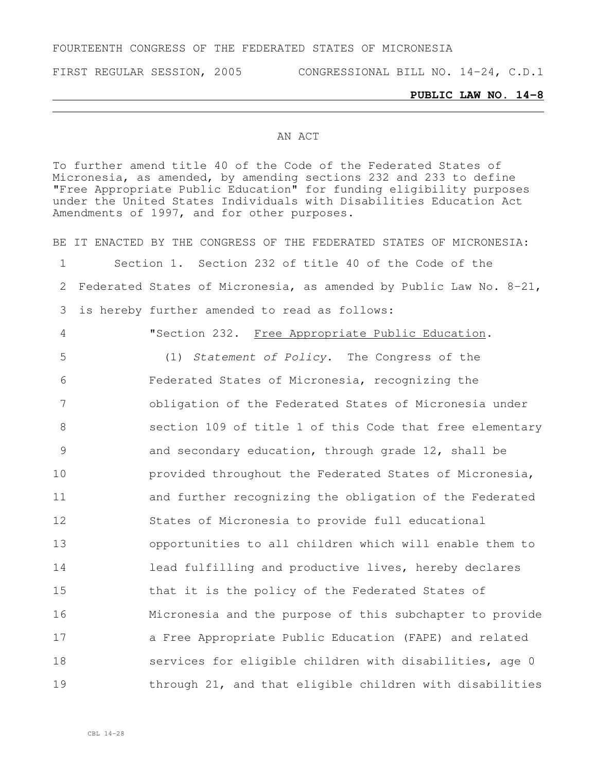FOURTEENTH CONGRESS OF THE FEDERATED STATES OF MICRONESIA

FIRST REGULAR SESSION, 2005 CONGRESSIONAL BILL NO. 14-24, C.D.1

**PUBLIC LAW NO. 14-8**

AN ACT

To further amend title 40 of the Code of the Federated States of Micronesia, as amended, by amending sections 232 and 233 to define "Free Appropriate Public Education" for funding eligibility purposes under the United States Individuals with Disabilities Education Act Amendments of 1997, and for other purposes.

BE IT ENACTED BY THE CONGRESS OF THE FEDERATED STATES OF MICRONESIA:

1 Section 1. Section 232 of title 40 of the Code of the
2 Federated States of Micronesia, as amended by Public Law No. 8-21,
3 is hereby further amended to read as follows:
4 "Section 232. Free Appropriate Public Education.
5 (1) *Statement of Policy*. The Congress of the
6 Federated States of Micronesia, recognizing the
7 obligation of the Federated States of Micronesia under
8 section 109 of title 1 of this Code that free elementary
9 and secondary education, through grade 12, shall be
10 provided throughout the Federated States of Micronesia,
11 and further recognizing the obligation of the Federated
12 States of Micronesia to provide full educational
13 opportunities to all children which will enable them to
14 lead fulfilling and productive lives, hereby declares
15 that it is the policy of the Federated States of
16 Micronesia and the purpose of this subchapter to provide
17 a Free Appropriate Public Education (FAPE) and related
18 services for eligible children with disabilities, age 0
19 through 21, and that eligible children with disabilities

CBL 14-28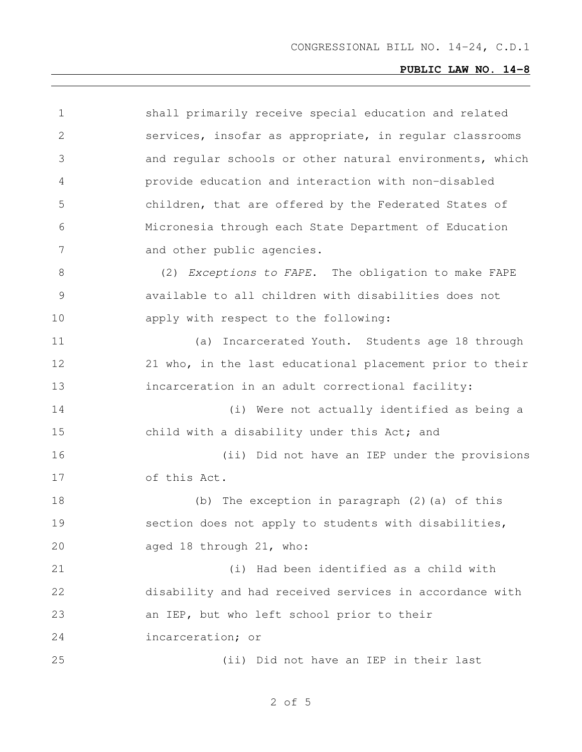shall primarily receive special education and related services, insofar as appropriate, in regular classrooms and regular schools or other natural environments, which provide education and interaction with non-disabled children, that are offered by the Federated States of Micronesia through each State Department of Education and other public agencies.

(2) *Exceptions to FAPE*. The obligation to make FAPE available to all children with disabilities does not apply with respect to the following:

(a) Incarcerated Youth. Students age 18 through 21 who, in the last educational placement prior to their incarceration in an adult correctional facility:

(i) Were not actually identified as being a child with a disability under this Act; and

(ii) Did not have an IEP under the provisions of this Act.

(b) The exception in paragraph (2)(a) of this section does not apply to students with disabilities, aged 18 through 21, who:

(i) Had been identified as a child with disability and had received services in accordance with an IEP, but who left school prior to their incarceration; or

(ii) Did not have an IEP in their last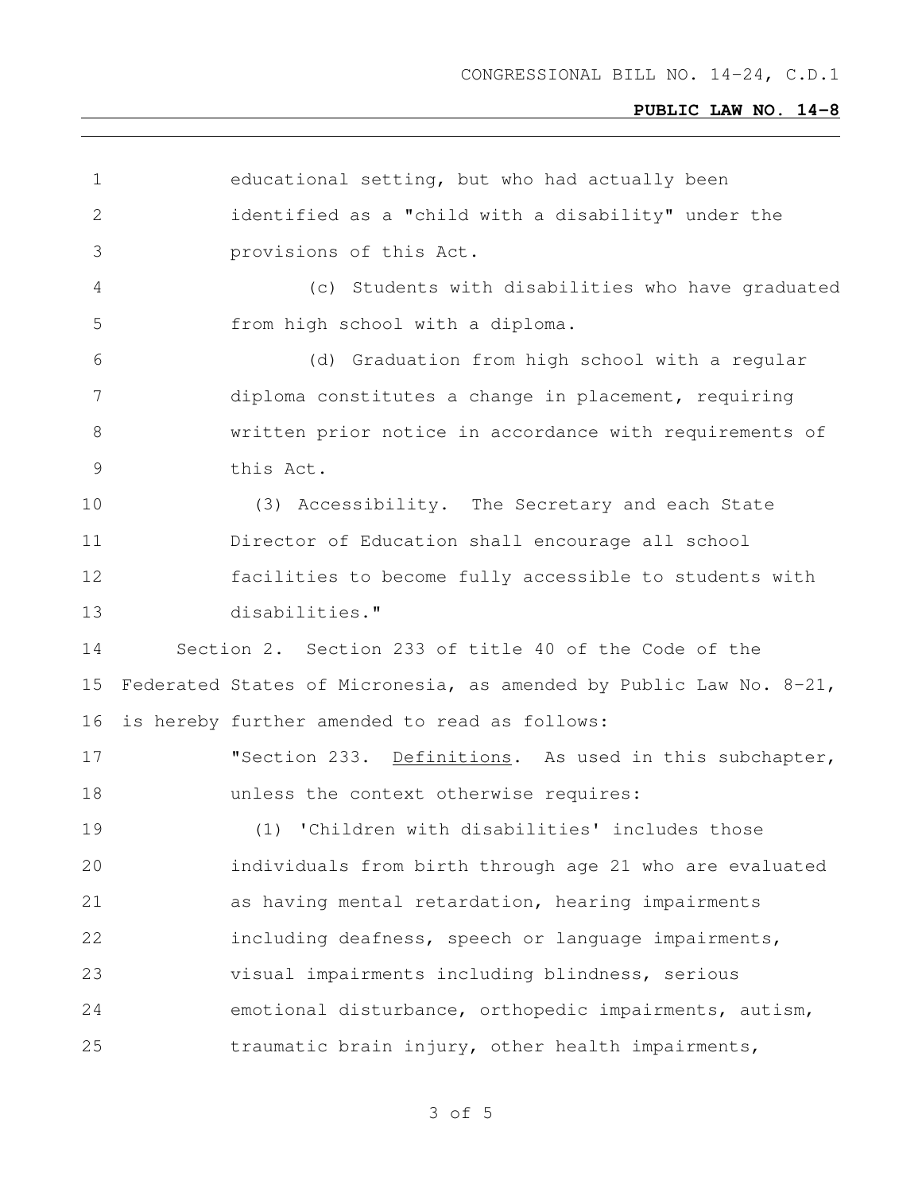educational setting, but who had actually been identified as a "child with a disability" under the provisions of this Act.

(c) Students with disabilities who have graduated from high school with a diploma.

(d) Graduation from high school with a regular diploma constitutes a change in placement, requiring written prior notice in accordance with requirements of this Act.

(3) Accessibility. The Secretary and each State Director of Education shall encourage all school facilities to become fully accessible to students with disabilities."

Section 2. Section 233 of title 40 of the Code of the Federated States of Micronesia, as amended by Public Law No. 8-21, is hereby further amended to read as follows:

"Section 233. Definitions. As used in this subchapter, unless the context otherwise requires:

(1) 'Children with disabilities' includes those individuals from birth through age 21 who are evaluated as having mental retardation, hearing impairments including deafness, speech or language impairments, visual impairments including blindness, serious emotional disturbance, orthopedic impairments, autism, traumatic brain injury, other health impairments,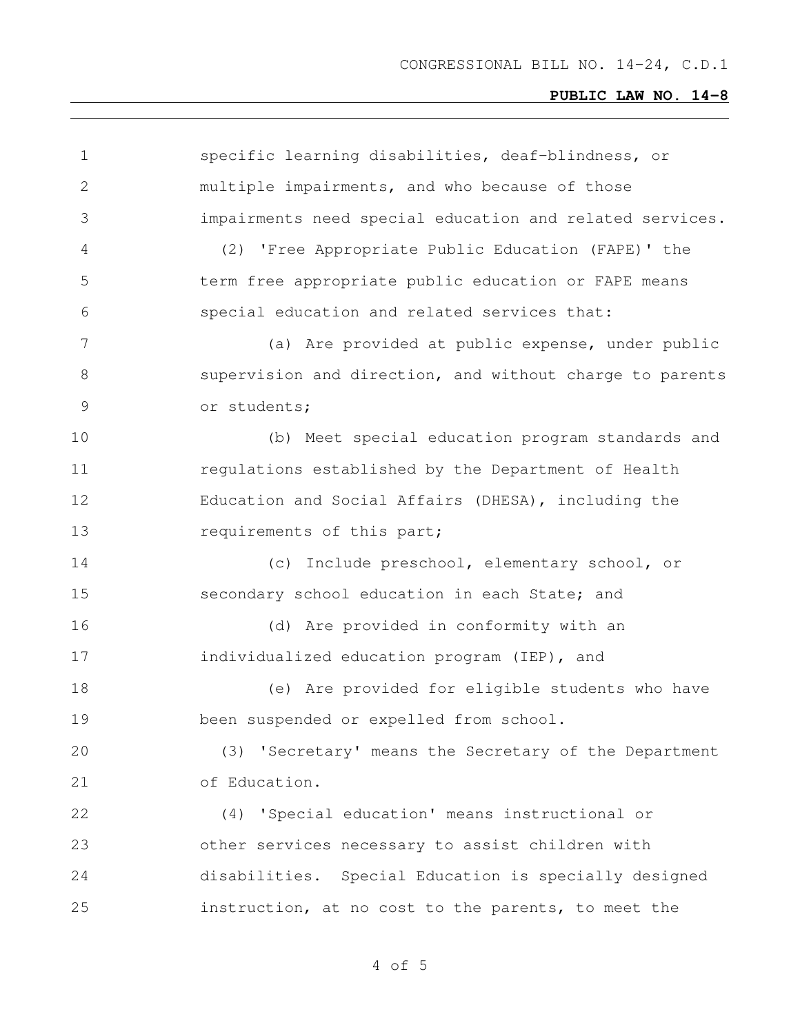specific learning disabilities, deaf-blindness, or multiple impairments, and who because of those impairments need special education and related services.

(2) 'Free Appropriate Public Education (FAPE)' the term free appropriate public education or FAPE means special education and related services that:

(a) Are provided at public expense, under public supervision and direction, and without charge to parents or students;

(b) Meet special education program standards and regulations established by the Department of Health Education and Social Affairs (DHESA), including the requirements of this part;

(c) Include preschool, elementary school, or secondary school education in each State; and

(d) Are provided in conformity with an individualized education program (IEP), and

(e) Are provided for eligible students who have been suspended or expelled from school.

(3) 'Secretary' means the Secretary of the Department of Education.

(4) 'Special education' means instructional or other services necessary to assist children with disabilities. Special Education is specially designed instruction, at no cost to the parents, to meet the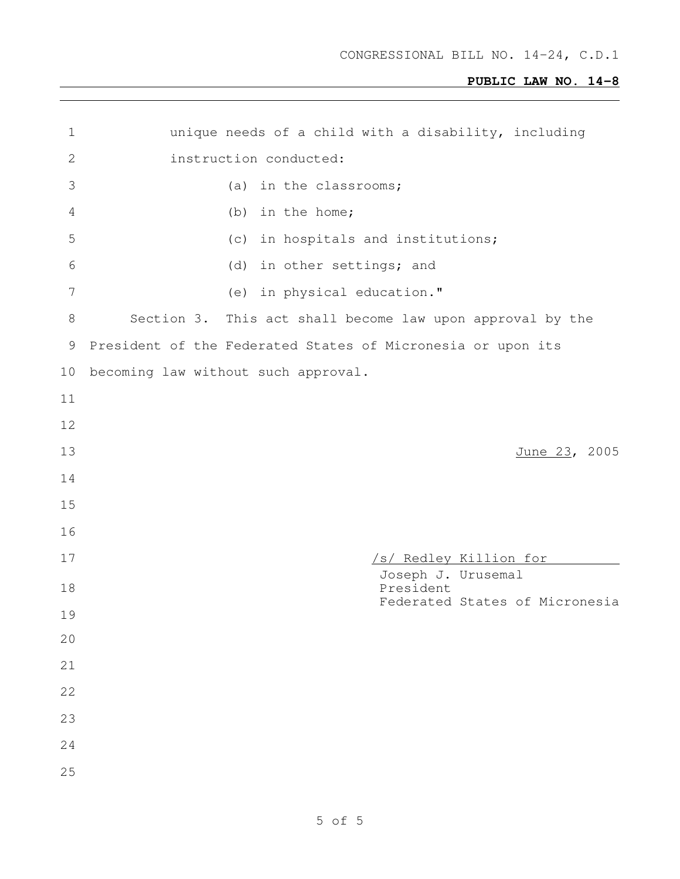unique needs of a child with a disability, including instruction conducted:

(a) in the classrooms;

(b) in the home;

(c) in hospitals and institutions;

(d) in other settings; and

(e) in physical education."

Section 3. This act shall become law upon approval by the President of the Federated States of Micronesia or upon its becoming law without such approval.

June 23, 2005

/s/ Redley Killion for
Joseph J. Urusemal
President
Federated States of Micronesia